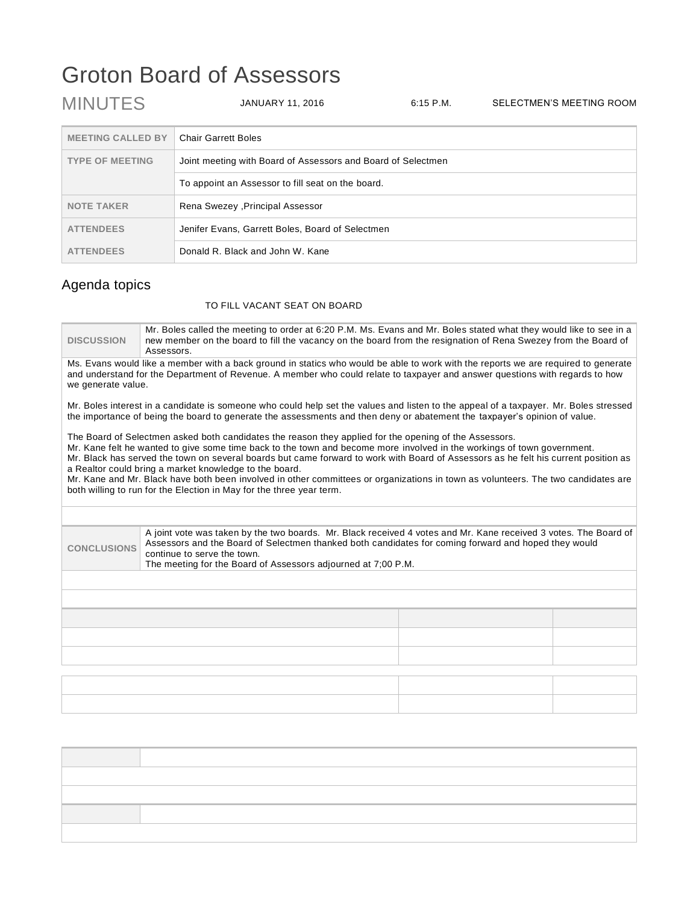# Groton Board of Assessors

MINUTES JANUARY 11, 2016 6:15 P.M. SELECTMEN'S MEETING ROOM

| | |
|---|---|
| **MEETING CALLED BY** | Chair Garrett Boles |
| **TYPE OF MEETING** | Joint meeting with Board of Assessors and Board of Selectmen |
| | To appoint an Assessor to fill seat on the board. |
| **NOTE TAKER** | Rena Swezey ,Principal Assessor |
| **ATTENDEES** | Jenifer Evans, Garrett Boles, Board of Selectmen |
| **ATTENDEES** | Donald R. Black and John W. Kane |

## Agenda topics

TO FILL VACANT SEAT ON BOARD

**DISCUSSION** Mr. Boles called the meeting to order at 6:20 P.M. Ms. Evans and Mr. Boles stated what they would like to see in a new member on the board to fill the vacancy on the board from the resignation of Rena Swezey from the Board of Assessors.

Ms. Evans would like a member with a back ground in statics who would be able to work with the reports we are required to generate and understand for the Department of Revenue. A member who could relate to taxpayer and answer questions with regards to how we generate value.

Mr. Boles interest in a candidate is someone who could help set the values and listen to the appeal of a taxpayer. Mr. Boles stressed the importance of being the board to generate the assessments and then deny or abatement the taxpayer's opinion of value.

The Board of Selectmen asked both candidates the reason they applied for the opening of the Assessors.
Mr. Kane felt he wanted to give some time back to the town and become more involved in the workings of town government.
Mr. Black has served the town on several boards but came forward to work with Board of Assessors as he felt his current position as a Realtor could bring a market knowledge to the board.
Mr. Kane and Mr. Black have both been involved in other committees or organizations in town as volunteers. The two candidates are both willing to run for the Election in May for the three year term.

**CONCLUSIONS** A joint vote was taken by the two boards. Mr. Black received 4 votes and Mr. Kane received 3 votes. The Board of Assessors and the Board of Selectmen thanked both candidates for coming forward and hoped they would continue to serve the town.
The meeting for the Board of Assessors adjourned at 7;00 P.M.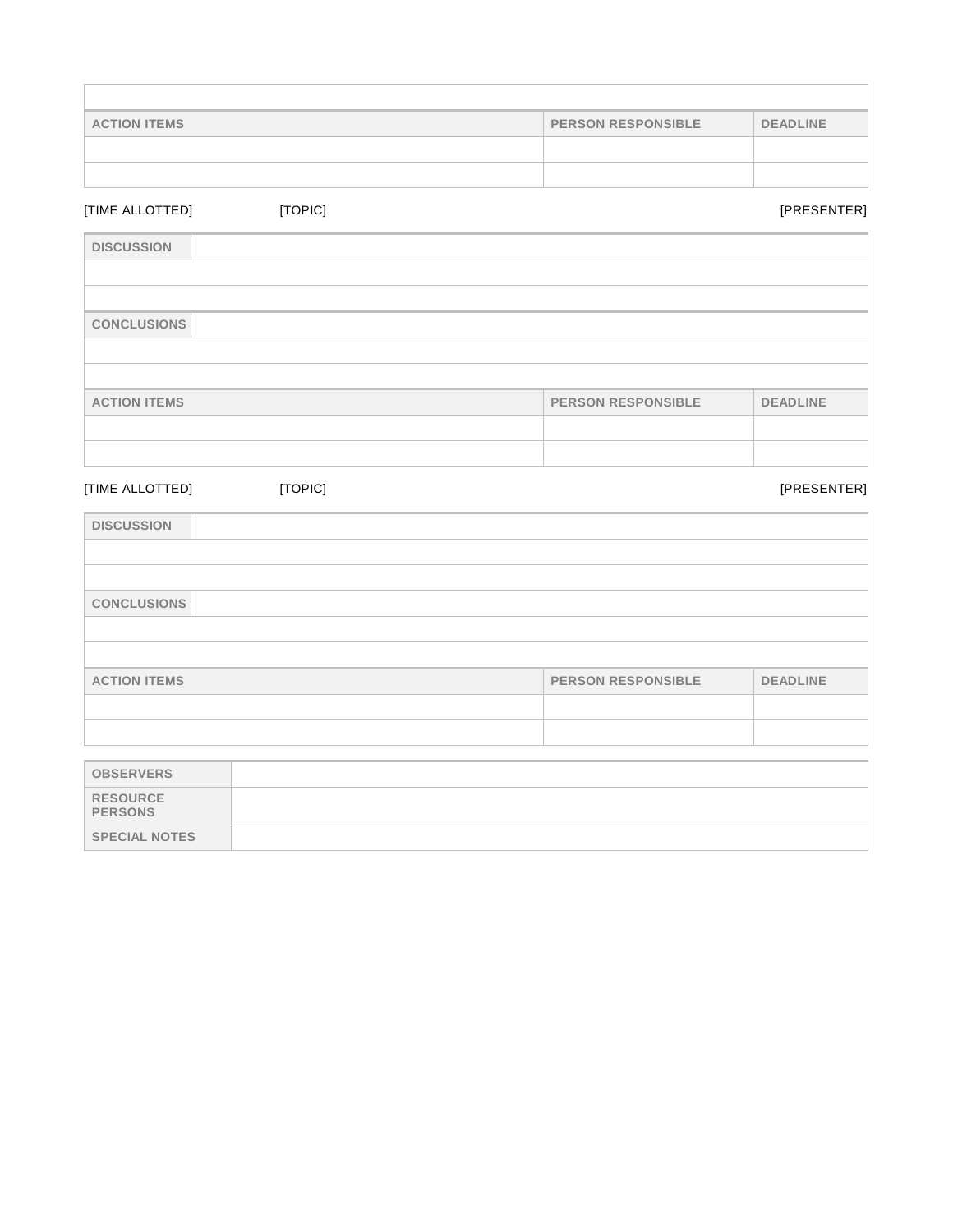| | | |
|---|---|---|
| | | |
| ACTION ITEMS | PERSON RESPONSIBLE | DEADLINE |
| | | |
| | | |

[TIME ALLOTTED] [TOPIC] [PRESENTER]

| DISCUSSION | |
|---|---|
| | |
| | |
| **CONCLUSIONS** | |
| | |
| | |

| ACTION ITEMS | PERSON RESPONSIBLE | DEADLINE |
|---|---|---|
| | | |
| | | |

[TIME ALLOTTED] [TOPIC] [PRESENTER]

| DISCUSSION | |
|---|---|
| | |
| | |
| **CONCLUSIONS** | |
| | |
| | |

| ACTION ITEMS | PERSON RESPONSIBLE | DEADLINE |
|---|---|---|
| | | |
| | | |

| | |
|---|---|
| OBSERVERS | |
| RESOURCE PERSONS | |
| SPECIAL NOTES | |